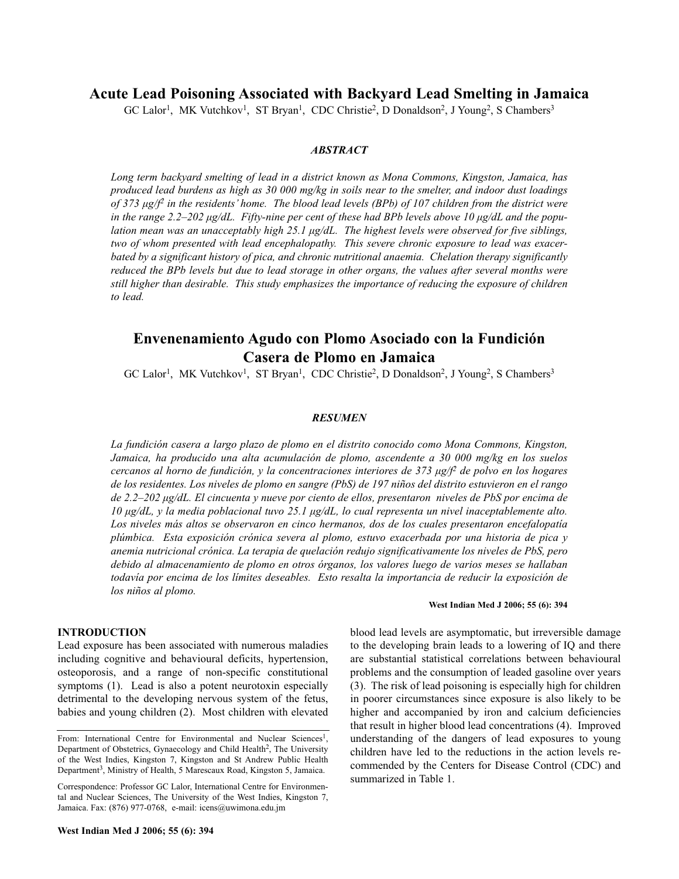# Acute Lead Poisoning Associated with Backyard Lead Smelting in Jamaica

GC Lalor[1], MK Vutchkov[1], ST Bryan[1], CDC Christie[2], D Donaldson[2], J Young[2], S Chambers[3]

### *ABSTRACT*

*Long term backyard smelting of lead in a district known as Mona Commons, Kingston, Jamaica, has produced lead burdens as high as 30 000 mg/kg in soils near to the smelter, and indoor dust loadings of 373 µg/f² in the residents' home. The blood lead levels (BPb) of 107 children from the district were in the range 2.2–202 µg/dL. Fifty-nine per cent of these had BPb levels above 10 µg/dL and the population mean was an unacceptably high 25.1 µg/dL. The highest levels were observed for five siblings, two of whom presented with lead encephalopathy. This severe chronic exposure to lead was exacerbated by a significant history of pica, and chronic nutritional anaemia. Chelation therapy significantly reduced the BPb levels but due to lead storage in other organs, the values after several months were still higher than desirable. This study emphasizes the importance of reducing the exposure of children to lead.*

# Envenenamiento Agudo con Plomo Asociado con la Fundición Casera de Plomo en Jamaica

GC Lalor[1], MK Vutchkov[1], ST Bryan[1], CDC Christie[2], D Donaldson[2], J Young[2], S Chambers[3]

### *RESUMEN*

*La fundición casera a largo plazo de plomo en el distrito conocido como Mona Commons, Kingston, Jamaica, ha producido una alta acumulación de plomo, ascendente a 30 000 mg/kg en los suelos cercanos al horno de fundición, y la concentraciones interiores de 373 µg/f² de polvo en los hogares de los residentes. Los niveles de plomo en sangre (PbS) de 197 niños del distrito estuvieron en el rango de 2.2–202 µg/dL. El cincuenta y nueve por ciento de ellos, presentaron niveles de PbS por encima de 10 µg/dL, y la media poblacional tuvo 25.1 µg/dL, lo cual representa un nivel inaceptablemente alto. Los niveles más altos se observaron en cinco hermanos, dos de los cuales presentaron encefalopatía plúmbica. Esta exposición crónica severa al plomo, estuvo exacerbada por una historia de pica y anemia nutricional crónica. La terapia de quelación redujo significativamente los niveles de PbS, pero debido al almacenamiento de plomo en otros órganos, los valores luego de varios meses se hallaban todavía por encima de los límites deseables. Esto resalta la importancia de reducir la exposición de los niños al plomo.*

**West Indian Med J 2006; 55 (6): 394**

## INTRODUCTION

Lead exposure has been associated with numerous maladies including cognitive and behavioural deficits, hypertension, osteoporosis, and a range of non-specific constitutional symptoms (1). Lead is also a potent neurotoxin especially detrimental to the developing nervous system of the fetus, babies and young children (2). Most children with elevated blood lead levels are asymptomatic, but irreversible damage to the developing brain leads to a lowering of IQ and there are substantial statistical correlations between behavioural problems and the consumption of leaded gasoline over years (3). The risk of lead poisoning is especially high for children in poorer circumstances since exposure is also likely to be higher and accompanied by iron and calcium deficiencies that result in higher blood lead concentrations (4). Improved understanding of the dangers of lead exposures to young children have led to the reductions in the action levels recommended by the Centers for Disease Control (CDC) and summarized in Table 1.

From: International Centre for Environmental and Nuclear Sciences[1], Department of Obstetrics, Gynaecology and Child Health[2], The University of the West Indies, Kingston 7, Kingston and St Andrew Public Health Department[3], Ministry of Health, 5 Marescaux Road, Kingston 5, Jamaica.

Correspondence: Professor GC Lalor, International Centre for Environmental and Nuclear Sciences, The University of the West Indies, Kingston 7, Jamaica. Fax: (876) 977-0768, e-mail: icens@uwimona.edu.jm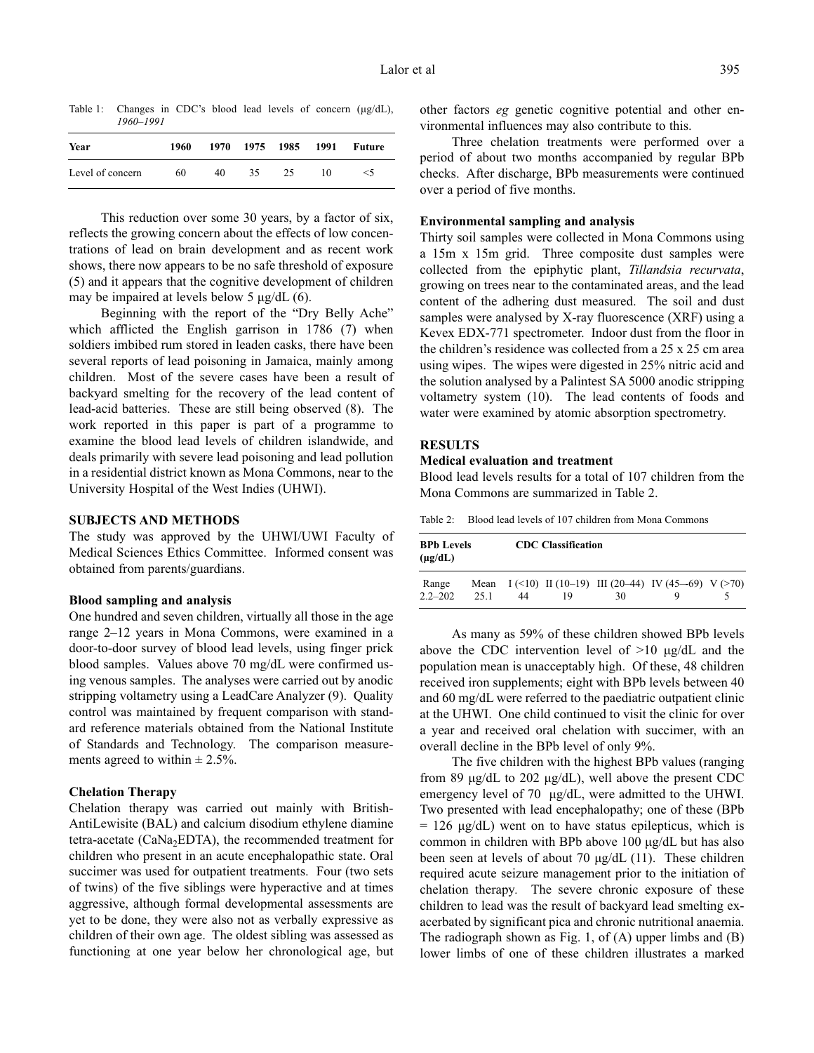Table 1: Changes in CDC's blood lead levels of concern (μg/dL), *1960–1991*

| Year | 1960 | 1970 | 1975 | 1985 | 1991 | Future |
|---|---|---|---|---|---|---|
| Level of concern | 60 | 40 | 35 | 25 | 10 | <5 |

This reduction over some 30 years, by a factor of six, reflects the growing concern about the effects of low concentrations of lead on brain development and as recent work shows, there now appears to be no safe threshold of exposure (5) and it appears that the cognitive development of children may be impaired at levels below 5 μg/dL (6).

Beginning with the report of the "Dry Belly Ache" which afflicted the English garrison in 1786 (7) when soldiers imbibed rum stored in leaden casks, there have been several reports of lead poisoning in Jamaica, mainly among children. Most of the severe cases have been a result of backyard smelting for the recovery of the lead content of lead-acid batteries. These are still being observed (8). The work reported in this paper is part of a programme to examine the blood lead levels of children islandwide, and deals primarily with severe lead poisoning and lead pollution in a residential district known as Mona Commons, near to the University Hospital of the West Indies (UHWI).

## SUBJECTS AND METHODS

The study was approved by the UHWI/UWI Faculty of Medical Sciences Ethics Committee. Informed consent was obtained from parents/guardians.

### Blood sampling and analysis

One hundred and seven children, virtually all those in the age range 2–12 years in Mona Commons, were examined in a door-to-door survey of blood lead levels, using finger prick blood samples. Values above 70 mg/dL were confirmed using venous samples. The analyses were carried out by anodic stripping voltammetry using a LeadCare Analyzer (9). Quality control was maintained by frequent comparison with standard reference materials obtained from the National Institute of Standards and Technology. The comparison measurements agreed to within ± 2.5%.

### Chelation Therapy

Chelation therapy was carried out mainly with British-AntiLewisite (BAL) and calcium disodium ethylene diamine tetra-acetate ($CaNa_2EDTA$), the recommended treatment for children who present in an acute encephalopathic state. Oral succimer was used for outpatient treatments. Four (two sets of twins) of the five siblings were hyperactive and at times aggressive, although formal developmental assessments are yet to be done, they were also not as verbally expressive as children of their own age. The oldest sibling was assessed as functioning at one year below her chronological age, but other factors *eg* genetic cognitive potential and other environmental influences may also contribute to this.

Three chelation treatments were performed over a period of about two months accompanied by regular BPb checks. After discharge, BPb measurements were continued over a period of five months.

### Environmental sampling and analysis

Thirty soil samples were collected in Mona Commons using a 15m x 15m grid. Three composite dust samples were collected from the epiphytic plant, *Tillandsia recurvata*, growing on trees near to the contaminated areas, and the lead content of the adhering dust measured. The soil and dust samples were analysed by X-ray fluorescence (XRF) using a Kevex EDX-771 spectrometer. Indoor dust from the floor in the children's residence was collected from a 25 x 25 cm area using wipes. The wipes were digested in 25% nitric acid and the solution analysed by a Palintest SA 5000 anodic stripping voltammetry system (10). The lead contents of foods and water were examined by atomic absorption spectrometry.

## RESULTS

### Medical evaluation and treatment

Blood lead levels results for a total of 107 children from the Mona Commons are summarized in Table 2.

Table 2: Blood lead levels of 107 children from Mona Commons

| BPb Levels (μg/dL) | | CDC Classification | | | | |
|---|---|---|---|---|---|---|
| Range | Mean | I (<10) | II (10–19) | III (20–44) | IV (45–-69) | V (>70) |
| 2.2–202 | 25.1 | 44 | 19 | 30 | 9 | 5 |

As many as 59% of these children showed BPb levels above the CDC intervention level of >10 μg/dL and the population mean is unacceptably high. Of these, 48 children received iron supplements; eight with BPb levels between 40 and 60 mg/dL were referred to the paediatric outpatient clinic at the UHWI. One child continued to visit the clinic for over a year and received oral chelation with succimer, with an overall decline in the BPb level of only 9%.

The five children with the highest BPb values (ranging from 89 μg/dL to 202 μg/dL), well above the present CDC emergency level of 70 μg/dL, were admitted to the UHWI. Two presented with lead encephalopathy; one of these (BPb = 126 μg/dL) went on to have status epilepticus, which is common in children with BPb above 100 μg/dL but has also been seen at levels of about 70 μg/dL (11). These children required acute seizure management prior to the initiation of chelation therapy. The severe chronic exposure of these children to lead was the result of backyard lead smelting exacerbated by significant pica and chronic nutritional anaemia. The radiograph shown as Fig. 1, of (A) upper limbs and (B) lower limbs of one of these children illustrates a marked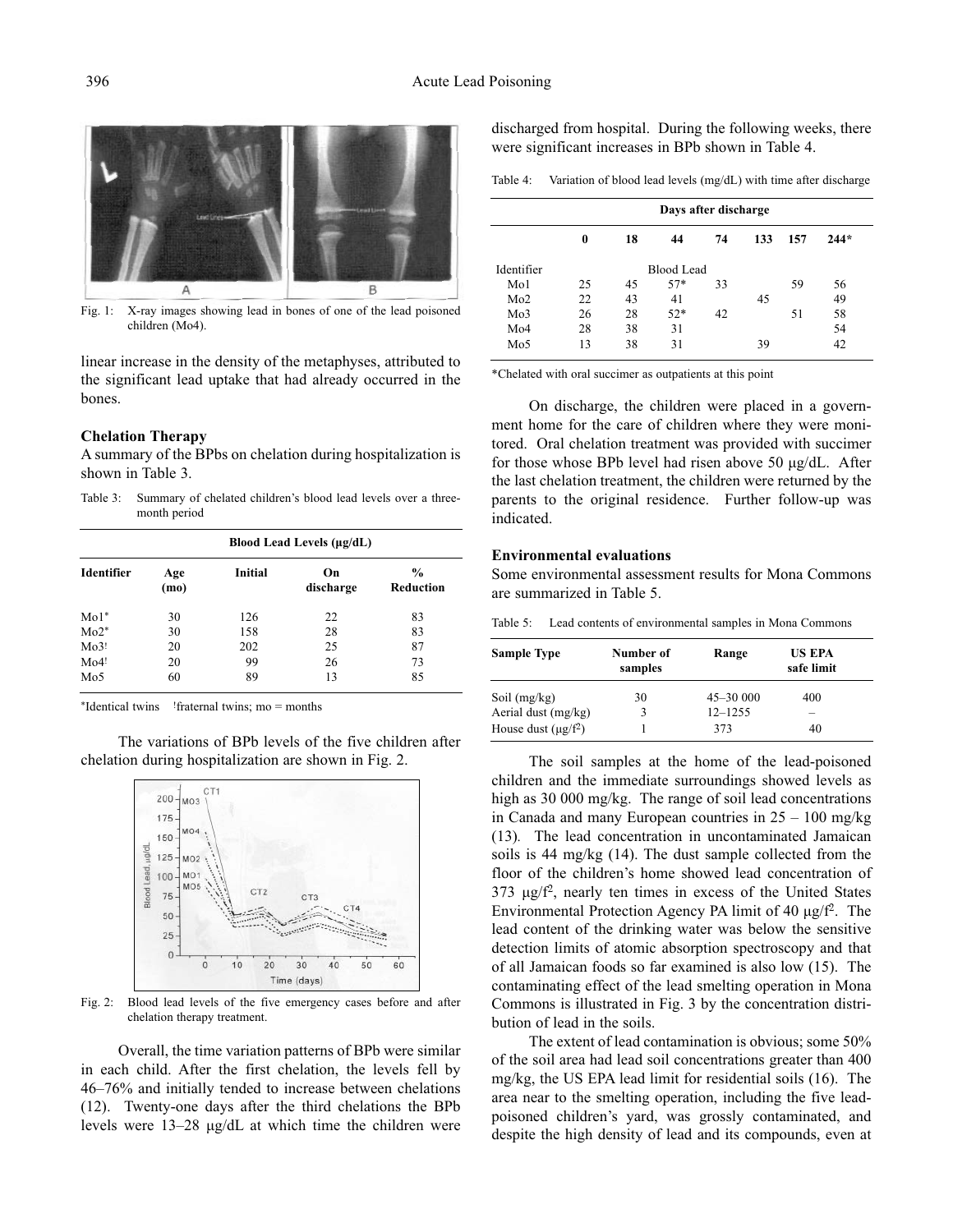Fig. 1: X-ray images showing lead in bones of one of the lead poisoned children (Mo4).

linear increase in the density of the metaphyses, attributed to the significant lead uptake that had already occurred in the bones.

### Chelation Therapy

A summary of the BPbs on chelation during hospitalization is shown in Table 3.

Table 3: Summary of chelated children's blood lead levels over a three-month period

| Identifier | Age (mo) | Blood Lead Levels (µg/dL) Initial | On discharge | % Reduction |
|---|---|---|---|---|
| Mo1* | 30 | 126 | 22 | 83 |
| Mo2* | 30 | 158 | 28 | 83 |
| Mo3! | 20 | 202 | 25 | 87 |
| Mo4! | 20 | 99 | 26 | 73 |
| Mo5 | 60 | 89 | 13 | 85 |

*Identical twins !fraternal twins; mo = months

The variations of BPb levels of the five children after chelation during hospitalization are shown in Fig. 2.

Fig. 2: Blood lead levels of the five emergency cases before and after chelation therapy treatment.

Overall, the time variation patterns of BPb were similar in each child. After the first chelation, the levels fell by 46–76% and initially tended to increase between chelations (12). Twenty-one days after the third chelations the BPb levels were 13–28 µg/dL at which time the children were discharged from hospital. During the following weeks, there were significant increases in BPb shown in Table 4.

Table 4: Variation of blood lead levels (mg/dL) with time after discharge

| Identifier | Days after discharge 0 | 18 | 44 | 74 | 133 | 157 | 244* |
|---|---|---|---|---|---|---|---|
| | Blood Lead | | | | | | |
| Mo1 | 25 | 45 | 57* | 33 | | 59 | 56 |
| Mo2 | 22 | 43 | 41 | | 45 | | 49 |
| Mo3 | 26 | 28 | 52* | 42 | | 51 | 58 |
| Mo4 | 28 | 38 | 31 | | | | 54 |
| Mo5 | 13 | 38 | 31 | | 39 | | 42 |

*Chelated with oral succimer as outpatients at this point

On discharge, the children were placed in a government home for the care of children where they were monitored. Oral chelation treatment was provided with succimer for those whose BPb level had risen above 50 µg/dL. After the last chelation treatment, the children were returned by the parents to the original residence. Further follow-up was indicated.

### Environmental evaluations

Some environmental assessment results for Mona Commons are summarized in Table 5.

Table 5: Lead contents of environmental samples in Mona Commons

| Sample Type | Number of samples | Range | US EPA safe limit |
|---|---|---|---|
| Soil (mg/kg) | 30 | 45–30 000 | 400 |
| Aerial dust (mg/kg) | 3 | 12–1255 | – |
| House dust (µg/f$^2$) | 1 | 373 | 40 |

The soil samples at the home of the lead-poisoned children and the immediate surroundings showed levels as high as 30 000 mg/kg. The range of soil lead concentrations in Canada and many European countries in 25 – 100 mg/kg (13). The lead concentration in uncontaminated Jamaican soils is 44 mg/kg (14). The dust sample collected from the floor of the children's home showed lead concentration of 373 µg/f$^2$, nearly ten times in excess of the United States Environmental Protection Agency PA limit of 40 µg/f$^2$. The lead content of the drinking water was below the sensitive detection limits of atomic absorption spectroscopy and that of all Jamaican foods so far examined is also low (15). The contaminating effect of the lead smelting operation in Mona Commons is illustrated in Fig. 3 by the concentration distribution of lead in the soils.

The extent of lead contamination is obvious; some 50% of the soil area had lead soil concentrations greater than 400 mg/kg, the US EPA lead limit for residential soils (16). The area near to the smelting operation, including the five lead-poisoned children's yard, was grossly contaminated, and despite the high density of lead and its compounds, even at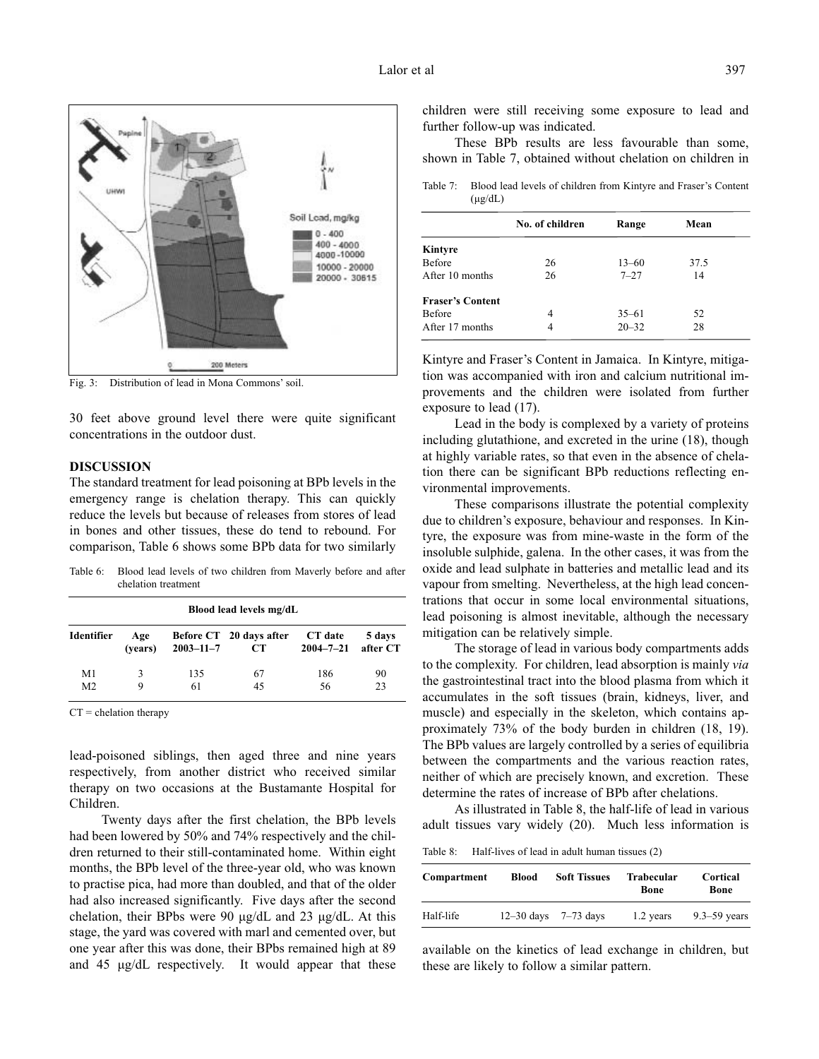Fig. 3: Distribution of lead in Mona Commons' soil.

30 feet above ground level there were quite significant concentrations in the outdoor dust.

## DISCUSSION

The standard treatment for lead poisoning at BPb levels in the emergency range is chelation therapy. This can quickly reduce the levels but because of releases from stores of lead in bones and other tissues, these do tend to rebound. For comparison, Table 6 shows some BPb data for two similarly lead-poisoned siblings, then aged three and nine years respectively, from another district who received similar therapy on two occasions at the Bustamante Hospital for Children.

Table 6: Blood lead levels of two children from Maverly before and after chelation treatment

| Blood lead levels mg/dL | | | | | |
|---|---|---|---|---|---|
| Identifier | Age (years) | Before CT 2003–11–7 | 20 days after CT | CT date 2004–7–21 | 5 days after CT |
| M1 | 3 | 135 | 67 | 186 | 90 |
| M2 | 9 | 61 | 45 | 56 | 23 |

CT = chelation therapy

Twenty days after the first chelation, the BPb levels had been lowered by 50% and 74% respectively and the children returned to their still-contaminated home. Within eight months, the BPb level of the three-year old, who was known to practise pica, had more than doubled, and that of the older had also increased significantly. Five days after the second chelation, their BPbs were 90 µg/dL and 23 µg/dL. At this stage, the yard was covered with marl and cemented over, but one year after this was done, their BPbs remained high at 89 and 45 µg/dL respectively. It would appear that these children were still receiving some exposure to lead and further follow-up was indicated.

These BPb results are less favourable than some, shown in Table 7, obtained without chelation on children in Kintyre and Fraser's Content in Jamaica. In Kintyre, mitigation was accompanied with iron and calcium nutritional improvements and the children were isolated from further exposure to lead (17).

Table 7: Blood lead levels of children from Kintyre and Fraser's Content (µg/dL)

| | No. of children | Range | Mean |
|---|---|---|---|
| **Kintyre** | | | |
| Before | 26 | 13–60 | 37.5 |
| After 10 months | 26 | 7–27 | 14 |
| **Fraser's Content** | | | |
| Before | 4 | 35–61 | 52 |
| After 17 months | 4 | 20–32 | 28 |

Lead in the body is complexed by a variety of proteins including glutathione, and excreted in the urine (18), though at highly variable rates, so that even in the absence of chelation there can be significant BPb reductions reflecting environmental improvements.

These comparisons illustrate the potential complexity due to children's exposure, behaviour and responses. In Kintyre, the exposure was from mine-waste in the form of the insoluble sulphide, galena. In the other cases, it was from the oxide and lead sulphate in batteries and metallic lead and its vapour from smelting. Nevertheless, at the high lead concentrations that occur in some local environmental situations, lead poisoning is almost inevitable, although the necessary mitigation can be relatively simple.

The storage of lead in various body compartments adds to the complexity. For children, lead absorption is mainly *via* the gastrointestinal tract into the blood plasma from which it accumulates in the soft tissues (brain, kidneys, liver, and muscle) and especially in the skeleton, which contains approximately 73% of the body burden in children (18, 19). The BPb values are largely controlled by a series of equilibria between the compartments and the various reaction rates, neither of which are precisely known, and excretion. These determine the rates of increase of BPb after chelations.

As illustrated in Table 8, the half-life of lead in various adult tissues vary widely (20). Much less information is available on the kinetics of lead exchange in children, but these are likely to follow a similar pattern.

Table 8: Half-lives of lead in adult human tissues (2)

| Compartment | Blood | Soft Tissues | Trabecular Bone | Cortical Bone |
|---|---|---|---|---|
| Half-life | 12–30 days | 7–73 days | 1.2 years | 9.3–59 years |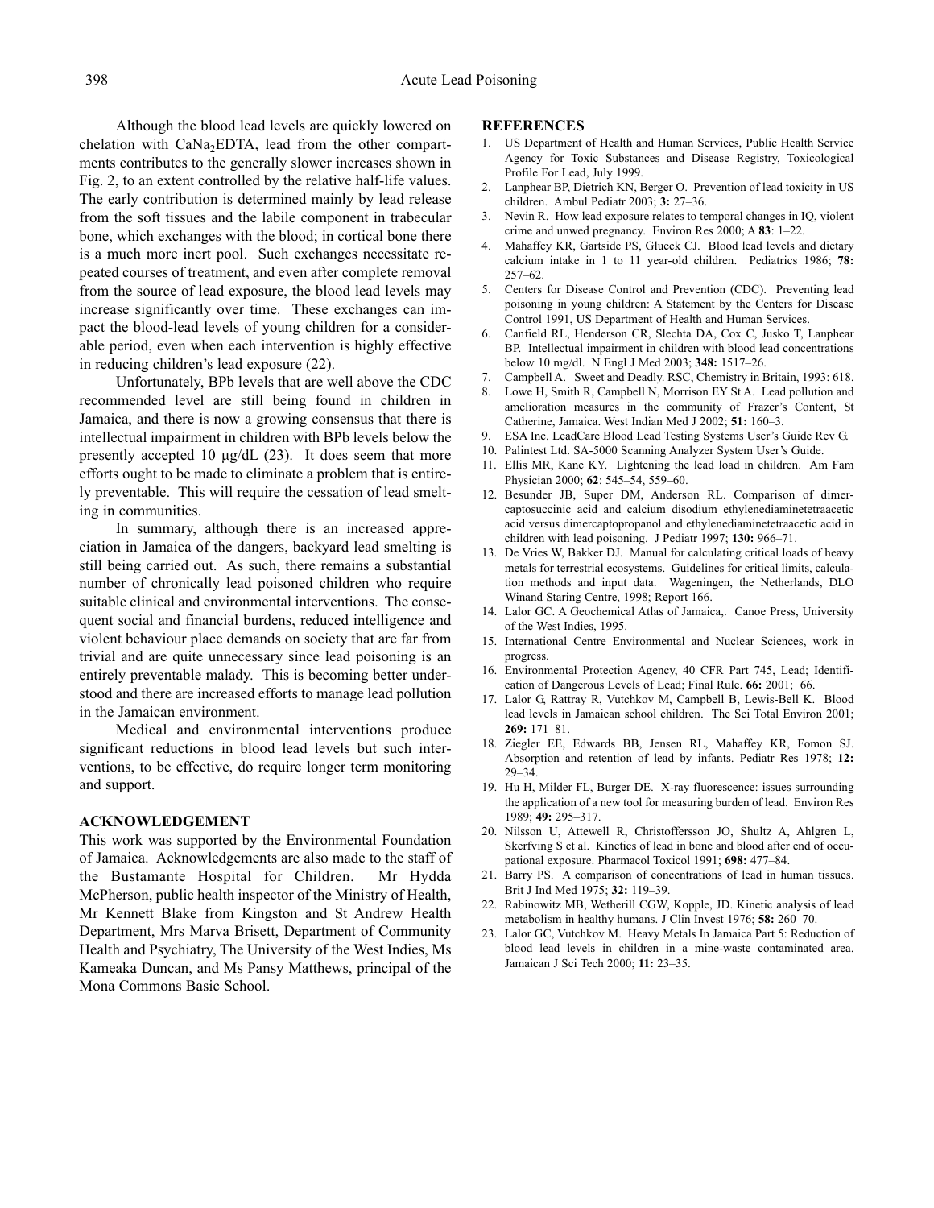Although the blood lead levels are quickly lowered on chelation with $CaNa_2EDTA$, lead from the other compartments contributes to the generally slower increases shown in Fig. 2, to an extent controlled by the relative half-life values. The early contribution is determined mainly by lead release from the soft tissues and the labile component in trabecular bone, which exchanges with the blood; in cortical bone there is a much more inert pool. Such exchanges necessitate repeated courses of treatment, and even after complete removal from the source of lead exposure, the blood lead levels may increase significantly over time. These exchanges can impact the blood-lead levels of young children for a considerable period, even when each intervention is highly effective in reducing children's lead exposure (22).

Unfortunately, BPb levels that are well above the CDC recommended level are still being found in children in Jamaica, and there is now a growing consensus that there is intellectual impairment in children with BPb levels below the presently accepted 10 μg/dL (23). It does seem that more efforts ought to be made to eliminate a problem that is entirely preventable. This will require the cessation of lead smelting in communities.

In summary, although there is an increased appreciation in Jamaica of the dangers, backyard lead smelting is still being carried out. As such, there remains a substantial number of chronically lead poisoned children who require suitable clinical and environmental interventions. The consequent social and financial burdens, reduced intelligence and violent behaviour place demands on society that are far from trivial and are quite unnecessary since lead poisoning is an entirely preventable malady. This is becoming better understood and there are increased efforts to manage lead pollution in the Jamaican environment.

Medical and environmental interventions produce significant reductions in blood lead levels but such interventions, to be effective, do require longer term monitoring and support.

## ACKNOWLEDGEMENT

This work was supported by the Environmental Foundation of Jamaica. Acknowledgements are also made to the staff of the Bustamante Hospital for Children. Mr Hydda McPherson, public health inspector of the Ministry of Health, Mr Kennett Blake from Kingston and St Andrew Health Department, Mrs Marva Brisett, Department of Community Health and Psychiatry, The University of the West Indies, Ms Kameaka Duncan, and Ms Pansy Matthews, principal of the Mona Commons Basic School.

## REFERENCES

1. US Department of Health and Human Services, Public Health Service Agency for Toxic Substances and Disease Registry, Toxicological Profile For Lead, July 1999.
2. Lanphear BP, Dietrich KN, Berger O. Prevention of lead toxicity in US children. Ambul Pediatr 2003; **3:** 27–36.
3. Nevin R. How lead exposure relates to temporal changes in IQ, violent crime and unwed pregnancy. Environ Res 2000; A **83**: 1–22.
4. Mahaffey KR, Gartside PS, Glueck CJ. Blood lead levels and dietary calcium intake in 1 to 11 year-old children. Pediatrics 1986; **78:** 257–62.
5. Centers for Disease Control and Prevention (CDC). Preventing lead poisoning in young children: A Statement by the Centers for Disease Control 1991, US Department of Health and Human Services.
6. Canfield RL, Henderson CR, Slechta DA, Cox C, Jusko T, Lanphear BP. Intellectual impairment in children with blood lead concentrations below 10 mg/dl. N Engl J Med 2003; **348:** 1517–26.
7. Campbell A. Sweet and Deadly. RSC, Chemistry in Britain, 1993: 618.
8. Lowe H, Smith R, Campbell N, Morrison EY St A. Lead pollution and amelioration measures in the community of Frazer's Content, St Catherine, Jamaica. West Indian Med J 2002; **51:** 160–3.
9. ESA Inc. LeadCare Blood Lead Testing Systems User's Guide Rev G.
10. Palintest Ltd. SA-5000 Scanning Analyzer System User's Guide.
11. Ellis MR, Kane KY. Lightening the lead load in children. Am Fam Physician 2000; **62**: 545–54, 559–60.
12. Besunder JB, Super DM, Anderson RL. Comparison of dimercaptosuccinic acid and calcium disodium ethylenediaminetetraacetic acid versus dimercaptopropanol and ethylenediaminetetraacetic acid in children with lead poisoning. J Pediatr 1997; **130:** 966–71.
13. De Vries W, Bakker DJ. Manual for calculating critical loads of heavy metals for terrestrial ecosystems. Guidelines for critical limits, calculation methods and input data. Wageningen, the Netherlands, DLO Winand Staring Centre, 1998; Report 166.
14. Lalor GC. A Geochemical Atlas of Jamaica,. Canoe Press, University of the West Indies, 1995.
15. International Centre Environmental and Nuclear Sciences, work in progress.
16. Environmental Protection Agency, 40 CFR Part 745, Lead; Identification of Dangerous Levels of Lead; Final Rule. **66:** 2001; 66.
17. Lalor G, Rattray R, Vutchkov M, Campbell B, Lewis-Bell K. Blood lead levels in Jamaican school children. The Sci Total Environ 2001; **269:** 171–81.
18. Ziegler EE, Edwards BB, Jensen RL, Mahaffey KR, Fomon SJ. Absorption and retention of lead by infants. Pediatr Res 1978; **12:** 29–34.
19. Hu H, Milder FL, Burger DE. X-ray fluorescence: issues surrounding the application of a new tool for measuring burden of lead. Environ Res 1989; **49:** 295–317.
20. Nilsson U, Attewell R, Christoffersson JO, Shultz A, Ahlgren L, Skerfving S et al. Kinetics of lead in bone and blood after end of occupational exposure. Pharmacol Toxicol 1991; **698:** 477–84.
21. Barry PS. A comparison of concentrations of lead in human tissues. Brit J Ind Med 1975; **32:** 119–39.
22. Rabinowitz MB, Wetherill CGW, Kopple, JD. Kinetic analysis of lead metabolism in healthy humans. J Clin Invest 1976; **58:** 260–70.
23. Lalor GC, Vutchkov M. Heavy Metals In Jamaica Part 5: Reduction of blood lead levels in children in a mine-waste contaminated area. Jamaican J Sci Tech 2000; **11:** 23–35.